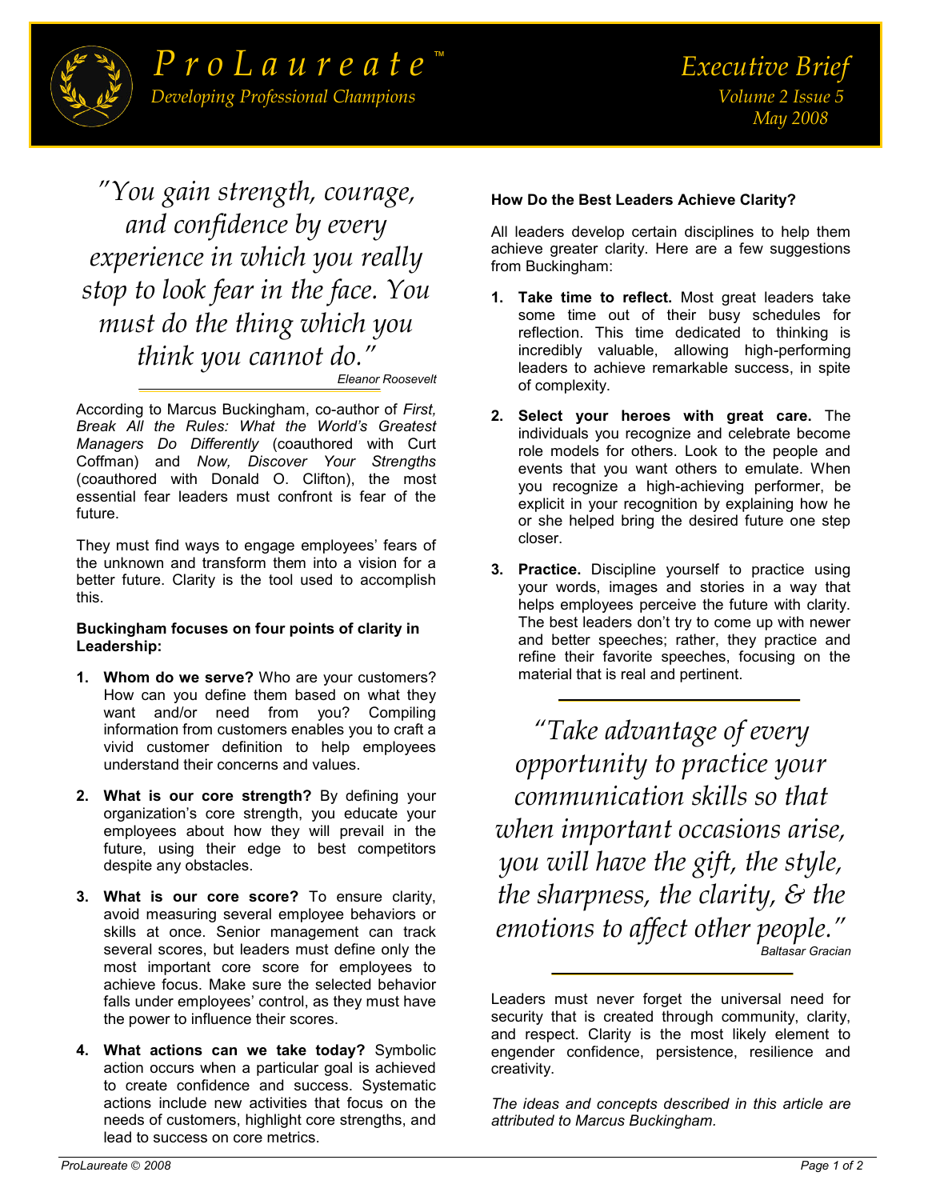# ProLaureate™

*Developing Professional Champions*

## Executive Brief

*Volume 2 Issue 5*
*May 2008*

> *"You gain strength, courage, and confidence by every experience in which you really stop to look fear in the face. You must do the thing which you think you cannot do."*
>
> *Eleanor Roosevelt*

According to Marcus Buckingham, co-author of *First, Break All the Rules: What the World's Greatest Managers Do Differently* (coauthored with Curt Coffman) and *Now, Discover Your Strengths* (coauthored with Donald O. Clifton), the most essential fear leaders must confront is fear of the future.

They must find ways to engage employees' fears of the unknown and transform them into a vision for a better future. Clarity is the tool used to accomplish this.

**Buckingham focuses on four points of clarity in Leadership:**

1. **Whom do we serve?** Who are your customers? How can you define them based on what they want and/or need from you? Compiling information from customers enables you to craft a vivid customer definition to help employees understand their concerns and values.
2. **What is our core strength?** By defining your organization's core strength, you educate your employees about how they will prevail in the future, using their edge to best competitors despite any obstacles.
3. **What is our core score?** To ensure clarity, avoid measuring several employee behaviors or skills at once. Senior management can track several scores, but leaders must define only the most important core score for employees to achieve focus. Make sure the selected behavior falls under employees' control, as they must have the power to influence their scores.
4. **What actions can we take today?** Symbolic action occurs when a particular goal is achieved to create confidence and success. Systematic actions include new activities that focus on the needs of customers, highlight core strengths, and lead to success on core metrics.

**How Do the Best Leaders Achieve Clarity?**

All leaders develop certain disciplines to help them achieve greater clarity. Here are a few suggestions from Buckingham:

1. **Take time to reflect.** Most great leaders take some time out of their busy schedules for reflection. This time dedicated to thinking is incredibly valuable, allowing high-performing leaders to achieve remarkable success, in spite of complexity.
2. **Select your heroes with great care.** The individuals you recognize and celebrate become role models for others. Look to the people and events that you want others to emulate. When you recognize a high-achieving performer, be explicit in your recognition by explaining how he or she helped bring the desired future one step closer.
3. **Practice.** Discipline yourself to practice using your words, images and stories in a way that helps employees perceive the future with clarity. The best leaders don't try to come up with newer and better speeches; rather, they practice and refine their favorite speeches, focusing on the material that is real and pertinent.

> *"Take advantage of every opportunity to practice your communication skills so that when important occasions arise, you will have the gift, the style, the sharpness, the clarity, & the emotions to affect other people."*
>
> *Baltasar Gracian*

Leaders must never forget the universal need for security that is created through community, clarity, and respect. Clarity is the most likely element to engender confidence, persistence, resilience and creativity.

*The ideas and concepts described in this article are attributed to Marcus Buckingham.*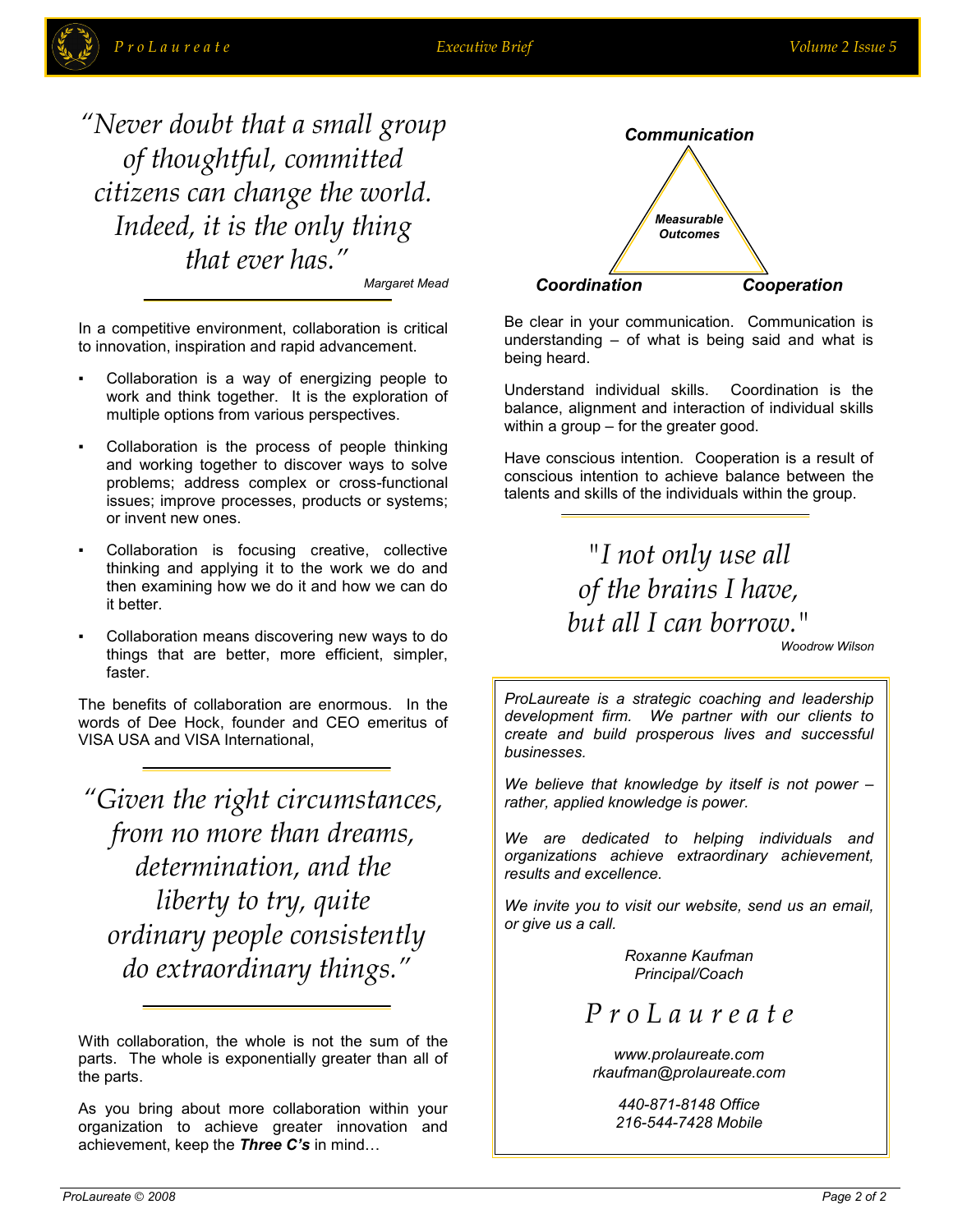*"Never doubt that a small group of thoughtful, committed citizens can change the world. Indeed, it is the only thing that ever has."*

Margaret Mead

In a competitive environment, collaboration is critical to innovation, inspiration and rapid advancement.

- Collaboration is a way of energizing people to work and think together. It is the exploration of multiple options from various perspectives.
- Collaboration is the process of people thinking and working together to discover ways to solve problems; address complex or cross-functional issues; improve processes, products or systems; or invent new ones.
- Collaboration is focusing creative, collective thinking and applying it to the work we do and then examining how we do it and how we can do it better.
- Collaboration means discovering new ways to do things that are better, more efficient, simpler, faster.

The benefits of collaboration are enormous. In the words of Dee Hock, founder and CEO emeritus of VISA USA and VISA International,

*"Given the right circumstances, from no more than dreams, determination, and the liberty to try, quite ordinary people consistently do extraordinary things."*

With collaboration, the whole is not the sum of the parts. The whole is exponentially greater than all of the parts.

As you bring about more collaboration within your organization to achieve greater innovation and achievement, keep the ***Three C's*** in mind…

***Communication***

***Measurable Outcomes***

***Coordination***

***Cooperation***

Be clear in your communication. Communication is understanding – of what is being said and what is being heard.

Understand individual skills. Coordination is the balance, alignment and interaction of individual skills within a group – for the greater good.

Have conscious intention. Cooperation is a result of conscious intention to achieve balance between the talents and skills of the individuals within the group.

*"I not only use all of the brains I have, but all I can borrow."*

Woodrow Wilson

*ProLaureate is a strategic coaching and leadership development firm. We partner with our clients to create and build prosperous lives and successful businesses.*

*We believe that knowledge by itself is not power – rather, applied knowledge is power.*

*We are dedicated to helping individuals and organizations achieve extraordinary achievement, results and excellence.*

*We invite you to visit our website, send us an email, or give us a call.*

*Roxanne Kaufman*
*Principal/Coach*

*ProLaureate*

*www.prolaureate.com*
*rkaufman@prolaureate.com*

*440-871-8148 Office*
*216-544-7428 Mobile*

*ProLaureate © 2008*